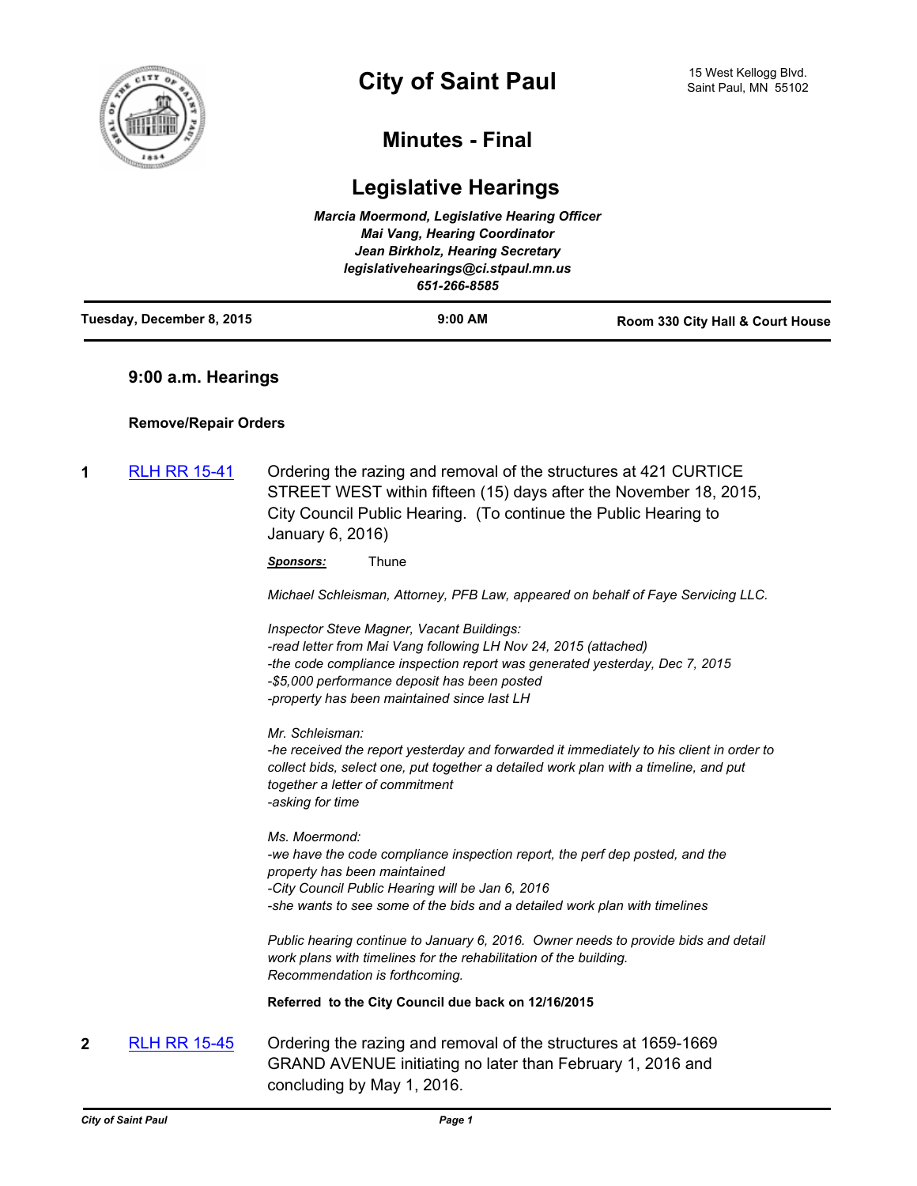# City of Saint Paul

15 West Kellogg Blvd.
Saint Paul, MN 55102

## Minutes - Final

## Legislative Hearings

*Marcia Moermond, Legislative Hearing Officer*
*Mai Vang, Hearing Coordinator*
*Jean Birkholz, Hearing Secretary*
*legislativehearings@ci.stpaul.mn.us*
*651-266-8585*

**Tuesday, December 8, 2015** | **9:00 AM** | **Room 330 City Hall & Court House**

### 9:00 a.m. Hearings

**Remove/Repair Orders**

**1** RLH RR 15-41

Ordering the razing and removal of the structures at 421 CURTICE STREET WEST within fifteen (15) days after the November 18, 2015, City Council Public Hearing. (To continue the Public Hearing to January 6, 2016)

***Sponsors:*** Thune

*Michael Schleisman, Attorney, PFB Law, appeared on behalf of Faye Servicing LLC.*

*Inspector Steve Magner, Vacant Buildings:*
*-read letter from Mai Vang following LH Nov 24, 2015 (attached)*
*-the code compliance inspection report was generated yesterday, Dec 7, 2015*
*-$5,000 performance deposit has been posted*
*-property has been maintained since last LH*

*Mr. Schleisman:*
*-he received the report yesterday and forwarded it immediately to his client in order to collect bids, select one, put together a detailed work plan with a timeline, and put together a letter of commitment*
*-asking for time*

*Ms. Moermond:*
*-we have the code compliance inspection report, the perf dep posted, and the property has been maintained*
*-City Council Public Hearing will be Jan 6, 2016*
*-she wants to see some of the bids and a detailed work plan with timelines*

*Public hearing continue to January 6, 2016. Owner needs to provide bids and detail work plans with timelines for the rehabilitation of the building.*
*Recommendation is forthcoming.*

**Referred to the City Council due back on 12/16/2015**

**2** RLH RR 15-45

Ordering the razing and removal of the structures at 1659-1669 GRAND AVENUE initiating no later than February 1, 2016 and concluding by May 1, 2016.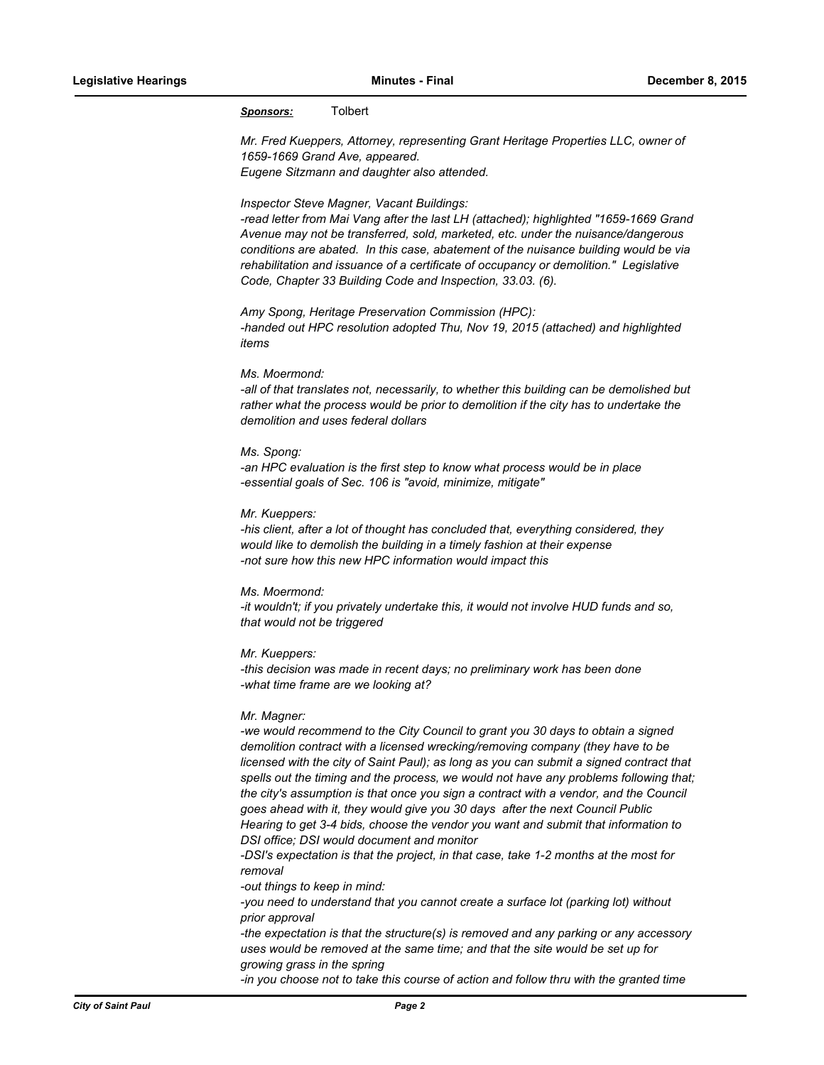***Sponsors:*** Tolbert

*Mr. Fred Kueppers, Attorney, representing Grant Heritage Properties LLC, owner of 1659-1669 Grand Ave, appeared.*
*Eugene Sitzmann and daughter also attended.*

*Inspector Steve Magner, Vacant Buildings:*
*-read letter from Mai Vang after the last LH (attached); highlighted "1659-1669 Grand Avenue may not be transferred, sold, marketed, etc. under the nuisance/dangerous conditions are abated. In this case, abatement of the nuisance building would be via rehabilitation and issuance of a certificate of occupancy or demolition." Legislative Code, Chapter 33 Building Code and Inspection, 33.03. (6).*

*Amy Spong, Heritage Preservation Commission (HPC):*
*-handed out HPC resolution adopted Thu, Nov 19, 2015 (attached) and highlighted items*

*Ms. Moermond:*
*-all of that translates not, necessarily, to whether this building can be demolished but rather what the process would be prior to demolition if the city has to undertake the demolition and uses federal dollars*

*Ms. Spong:*
*-an HPC evaluation is the first step to know what process would be in place*
*-essential goals of Sec. 106 is "avoid, minimize, mitigate"*

*Mr. Kueppers:*
*-his client, after a lot of thought has concluded that, everything considered, they would like to demolish the building in a timely fashion at their expense*
*-not sure how this new HPC information would impact this*

*Ms. Moermond:*
*-it wouldn't; if you privately undertake this, it would not involve HUD funds and so, that would not be triggered*

*Mr. Kueppers:*
*-this decision was made in recent days; no preliminary work has been done*
*-what time frame are we looking at?*

*Mr. Magner:*
*-we would recommend to the City Council to grant you 30 days to obtain a signed demolition contract with a licensed wrecking/removing company (they have to be licensed with the city of Saint Paul); as long as you can submit a signed contract that spells out the timing and the process, we would not have any problems following that; the city's assumption is that once you sign a contract with a vendor, and the Council goes ahead with it, they would give you 30 days after the next Council Public Hearing to get 3-4 bids, choose the vendor you want and submit that information to DSI office; DSI would document and monitor*
*-DSI's expectation is that the project, in that case, take 1-2 months at the most for removal*
*-out things to keep in mind:*
*-you need to understand that you cannot create a surface lot (parking lot) without prior approval*
*-the expectation is that the structure(s) is removed and any parking or any accessory uses would be removed at the same time; and that the site would be set up for growing grass in the spring*
*-in you choose not to take this course of action and follow thru with the granted time*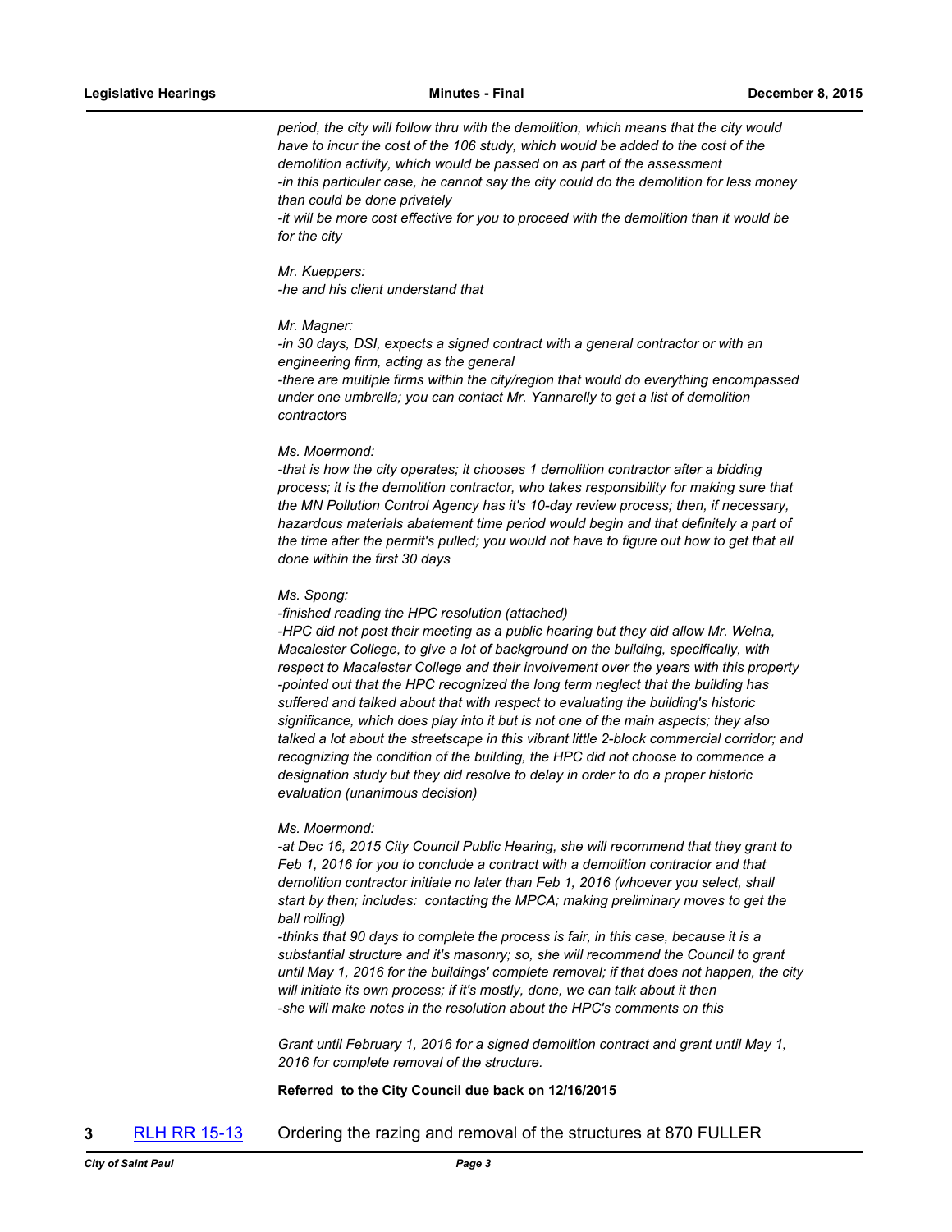*period, the city will follow thru with the demolition, which means that the city would have to incur the cost of the 106 study, which would be added to the cost of the demolition activity, which would be passed on as part of the assessment*
*-in this particular case, he cannot say the city could do the demolition for less money than could be done privately*
*-it will be more cost effective for you to proceed with the demolition than it would be for the city*

*Mr. Kueppers:*
*-he and his client understand that*

*Mr. Magner:*
*-in 30 days, DSI, expects a signed contract with a general contractor or with an engineering firm, acting as the general*
*-there are multiple firms within the city/region that would do everything encompassed under one umbrella; you can contact Mr. Yannarelly to get a list of demolition contractors*

*Ms. Moermond:*
*-that is how the city operates; it chooses 1 demolition contractor after a bidding process; it is the demolition contractor, who takes responsibility for making sure that the MN Pollution Control Agency has it's 10-day review process; then, if necessary, hazardous materials abatement time period would begin and that definitely a part of the time after the permit's pulled; you would not have to figure out how to get that all done within the first 30 days*

*Ms. Spong:*
*-finished reading the HPC resolution (attached)*
*-HPC did not post their meeting as a public hearing but they did allow Mr. Welna, Macalester College, to give a lot of background on the building, specifically, with respect to Macalester College and their involvement over the years with this property*
*-pointed out that the HPC recognized the long term neglect that the building has suffered and talked about that with respect to evaluating the building's historic significance, which does play into it but is not one of the main aspects; they also talked a lot about the streetscape in this vibrant little 2-block commercial corridor; and recognizing the condition of the building, the HPC did not choose to commence a designation study but they did resolve to delay in order to do a proper historic evaluation (unanimous decision)*

*Ms. Moermond:*
*-at Dec 16, 2015 City Council Public Hearing, she will recommend that they grant to Feb 1, 2016 for you to conclude a contract with a demolition contractor and that demolition contractor initiate no later than Feb 1, 2016 (whoever you select, shall start by then; includes: contacting the MPCA; making preliminary moves to get the ball rolling)*
*-thinks that 90 days to complete the process is fair, in this case, because it is a substantial structure and it's masonry; so, she will recommend the Council to grant until May 1, 2016 for the buildings' complete removal; if that does not happen, the city will initiate its own process; if it's mostly, done, we can talk about it then*
*-she will make notes in the resolution about the HPC's comments on this*

*Grant until February 1, 2016 for a signed demolition contract and grant until May 1, 2016 for complete removal of the structure.*

**Referred to the City Council due back on 12/16/2015**

**3** RLH RR 15-13 Ordering the razing and removal of the structures at 870 FULLER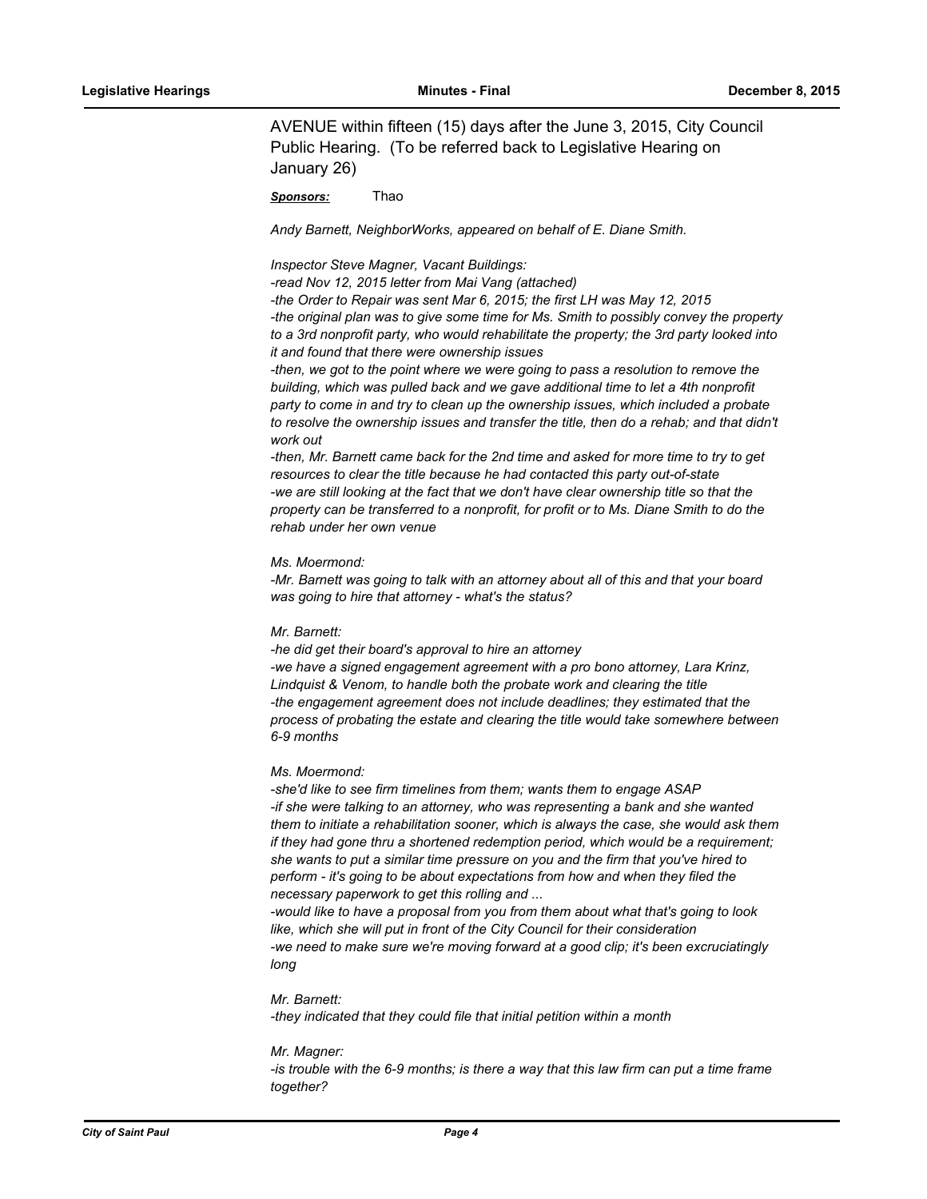AVENUE within fifteen (15) days after the June 3, 2015, City Council Public Hearing. (To be referred back to Legislative Hearing on January 26)

***Sponsors:*** Thao

*Andy Barnett, NeighborWorks, appeared on behalf of E. Diane Smith.*

*Inspector Steve Magner, Vacant Buildings:*
*-read Nov 12, 2015 letter from Mai Vang (attached)*
*-the Order to Repair was sent Mar 6, 2015; the first LH was May 12, 2015*
*-the original plan was to give some time for Ms. Smith to possibly convey the property to a 3rd nonprofit party, who would rehabilitate the property; the 3rd party looked into it and found that there were ownership issues*
*-then, we got to the point where we were going to pass a resolution to remove the building, which was pulled back and we gave additional time to let a 4th nonprofit party to come in and try to clean up the ownership issues, which included a probate to resolve the ownership issues and transfer the title, then do a rehab; and that didn't work out*
*-then, Mr. Barnett came back for the 2nd time and asked for more time to try to get resources to clear the title because he had contacted this party out-of-state*
*-we are still looking at the fact that we don't have clear ownership title so that the property can be transferred to a nonprofit, for profit or to Ms. Diane Smith to do the rehab under her own venue*

*Ms. Moermond:*
*-Mr. Barnett was going to talk with an attorney about all of this and that your board was going to hire that attorney - what's the status?*

*Mr. Barnett:*
*-he did get their board's approval to hire an attorney*
*-we have a signed engagement agreement with a pro bono attorney, Lara Krinz, Lindquist & Venom, to handle both the probate work and clearing the title*
*-the engagement agreement does not include deadlines; they estimated that the process of probating the estate and clearing the title would take somewhere between 6-9 months*

*Ms. Moermond:*
*-she'd like to see firm timelines from them; wants them to engage ASAP*
*-if she were talking to an attorney, who was representing a bank and she wanted them to initiate a rehabilitation sooner, which is always the case, she would ask them if they had gone thru a shortened redemption period, which would be a requirement; she wants to put a similar time pressure on you and the firm that you've hired to perform - it's going to be about expectations from how and when they filed the necessary paperwork to get this rolling and ...*
*-would like to have a proposal from you from them about what that's going to look like, which she will put in front of the City Council for their consideration*
*-we need to make sure we're moving forward at a good clip; it's been excruciatingly long*

*Mr. Barnett:*
*-they indicated that they could file that initial petition within a month*

*Mr. Magner:*
*-is trouble with the 6-9 months; is there a way that this law firm can put a time frame together?*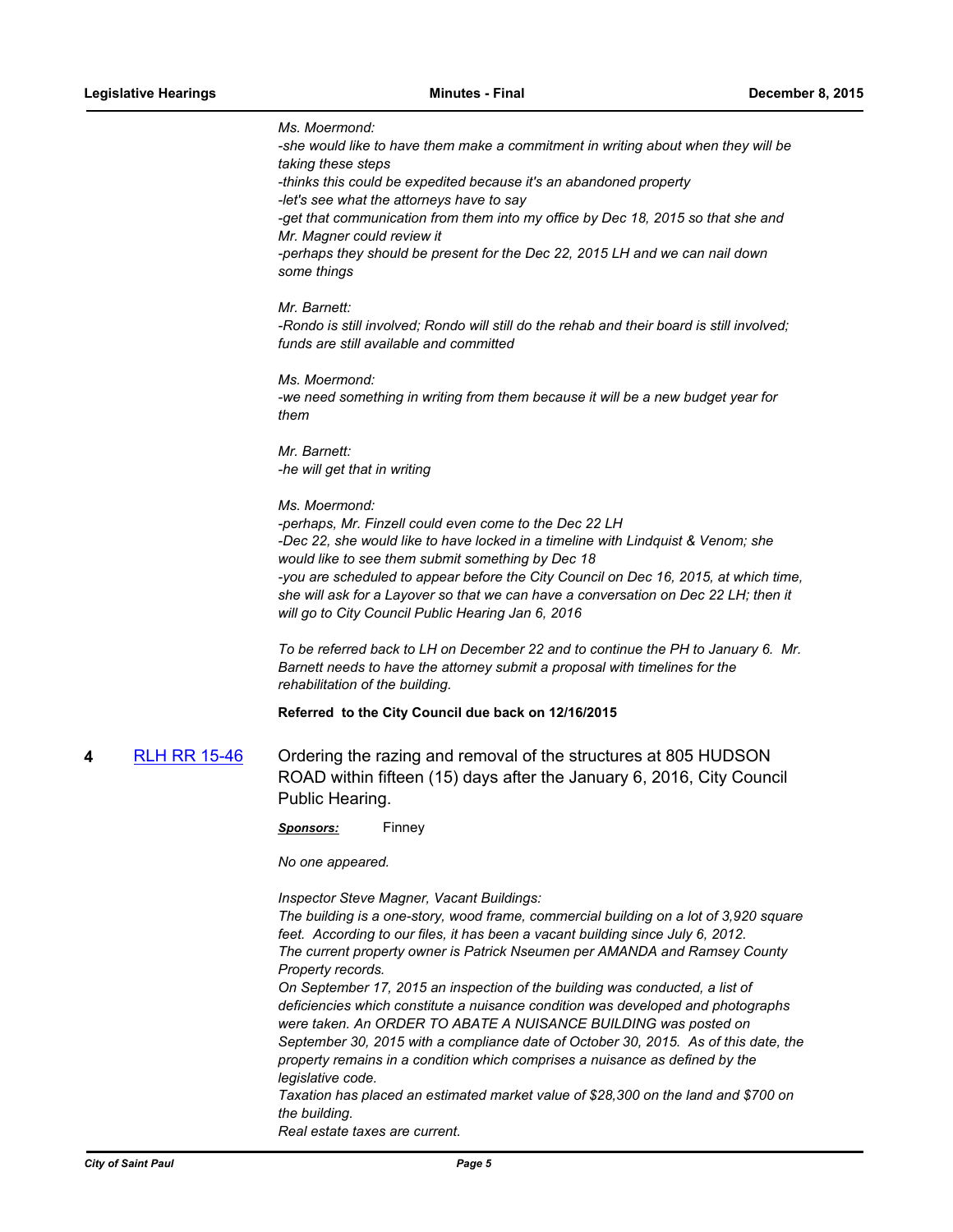*Ms. Moermond:*
*-she would like to have them make a commitment in writing about when they will be taking these steps*
*-thinks this could be expedited because it's an abandoned property*
*-let's see what the attorneys have to say*
*-get that communication from them into my office by Dec 18, 2015 so that she and Mr. Magner could review it*
*-perhaps they should be present for the Dec 22, 2015 LH and we can nail down some things*

*Mr. Barnett:*
*-Rondo is still involved; Rondo will still do the rehab and their board is still involved; funds are still available and committed*

*Ms. Moermond:*
*-we need something in writing from them because it will be a new budget year for them*

*Mr. Barnett:*
*-he will get that in writing*

*Ms. Moermond:*
*-perhaps, Mr. Finzell could even come to the Dec 22 LH*
*-Dec 22, she would like to have locked in a timeline with Lindquist & Venom; she would like to see them submit something by Dec 18*
*-you are scheduled to appear before the City Council on Dec 16, 2015, at which time, she will ask for a Layover so that we can have a conversation on Dec 22 LH; then it will go to City Council Public Hearing Jan 6, 2016*

*To be referred back to LH on December 22 and to continue the PH to January 6. Mr. Barnett needs to have the attorney submit a proposal with timelines for the rehabilitation of the building.*

**Referred to the City Council due back on 12/16/2015**

**4** RLH RR 15-46 Ordering the razing and removal of the structures at 805 HUDSON ROAD within fifteen (15) days after the January 6, 2016, City Council Public Hearing.

***Sponsors:*** Finney

*No one appeared.*

*Inspector Steve Magner, Vacant Buildings:*
*The building is a one-story, wood frame, commercial building on a lot of 3,920 square feet. According to our files, it has been a vacant building since July 6, 2012.*
*The current property owner is Patrick Nseumen per AMANDA and Ramsey County Property records.*
*On September 17, 2015 an inspection of the building was conducted, a list of deficiencies which constitute a nuisance condition was developed and photographs were taken. An ORDER TO ABATE A NUISANCE BUILDING was posted on September 30, 2015 with a compliance date of October 30, 2015. As of this date, the property remains in a condition which comprises a nuisance as defined by the legislative code.*
*Taxation has placed an estimated market value of $28,300 on the land and $700 on the building.*
*Real estate taxes are current.*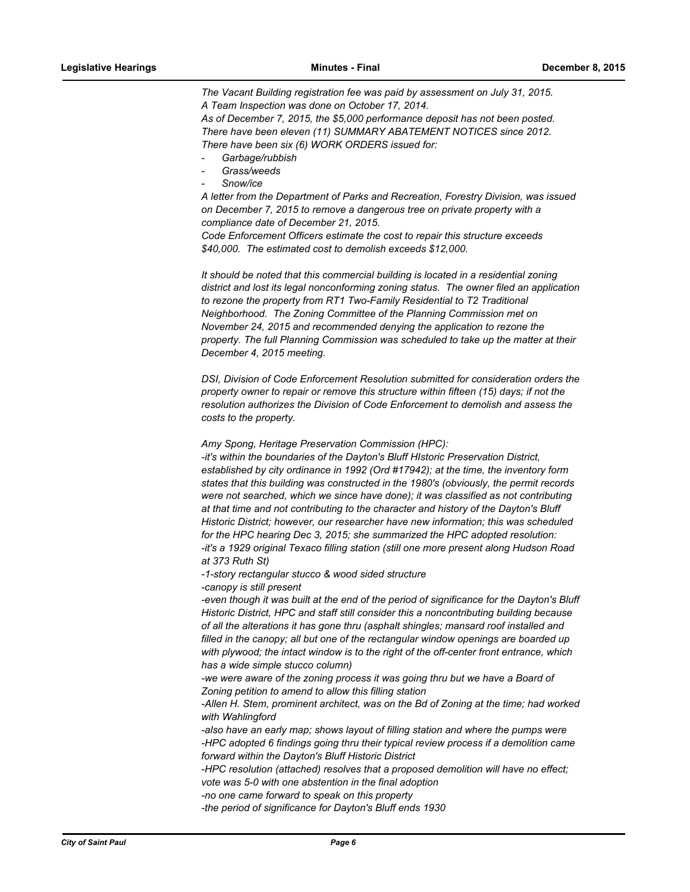*The Vacant Building registration fee was paid by assessment on July 31, 2015.*
*A Team Inspection was done on October 17, 2014.*
*As of December 7, 2015, the $5,000 performance deposit has not been posted.*
*There have been eleven (11) SUMMARY ABATEMENT NOTICES since 2012.*
*There have been six (6) WORK ORDERS issued for:*

- *Garbage/rubbish*
- *Grass/weeds*
- *Snow/ice*

*A letter from the Department of Parks and Recreation, Forestry Division, was issued on December 7, 2015 to remove a dangerous tree on private property with a compliance date of December 21, 2015.*
*Code Enforcement Officers estimate the cost to repair this structure exceeds $40,000. The estimated cost to demolish exceeds $12,000.*

*It should be noted that this commercial building is located in a residential zoning district and lost its legal nonconforming zoning status. The owner filed an application to rezone the property from RT1 Two-Family Residential to T2 Traditional Neighborhood. The Zoning Committee of the Planning Commission met on November 24, 2015 and recommended denying the application to rezone the property. The full Planning Commission was scheduled to take up the matter at their December 4, 2015 meeting.*

*DSI, Division of Code Enforcement Resolution submitted for consideration orders the property owner to repair or remove this structure within fifteen (15) days; if not the resolution authorizes the Division of Code Enforcement to demolish and assess the costs to the property.*

*Amy Spong, Heritage Preservation Commission (HPC):*
*-it's within the boundaries of the Dayton's Bluff HIstoric Preservation District, established by city ordinance in 1992 (Ord #17942); at the time, the inventory form states that this building was constructed in the 1980's (obviously, the permit records were not searched, which we since have done); it was classified as not contributing at that time and not contributing to the character and history of the Dayton's Bluff Historic District; however, our researcher have new information; this was scheduled for the HPC hearing Dec 3, 2015; she summarized the HPC adopted resolution:*
*-it's a 1929 original Texaco filling station (still one more present along Hudson Road at 373 Ruth St)*
*-1-story rectangular stucco & wood sided structure*
*-canopy is still present*
*-even though it was built at the end of the period of significance for the Dayton's Bluff Historic District, HPC and staff still consider this a noncontributing building because of all the alterations it has gone thru (asphalt shingles; mansard roof installed and filled in the canopy; all but one of the rectangular window openings are boarded up with plywood; the intact window is to the right of the off-center front entrance, which has a wide simple stucco column)*
*-we were aware of the zoning process it was going thru but we have a Board of Zoning petition to amend to allow this filling station*
*-Allen H. Stem, prominent architect, was on the Bd of Zoning at the time; had worked with Wahlingford*
*-also have an early map; shows layout of filling station and where the pumps were*
*-HPC adopted 6 findings going thru their typical review process if a demolition came forward within the Dayton's Bluff Historic District*
*-HPC resolution (attached) resolves that a proposed demolition will have no effect; vote was 5-0 with one abstention in the final adoption*
*-no one came forward to speak on this property*
*-the period of significance for Dayton's Bluff ends 1930*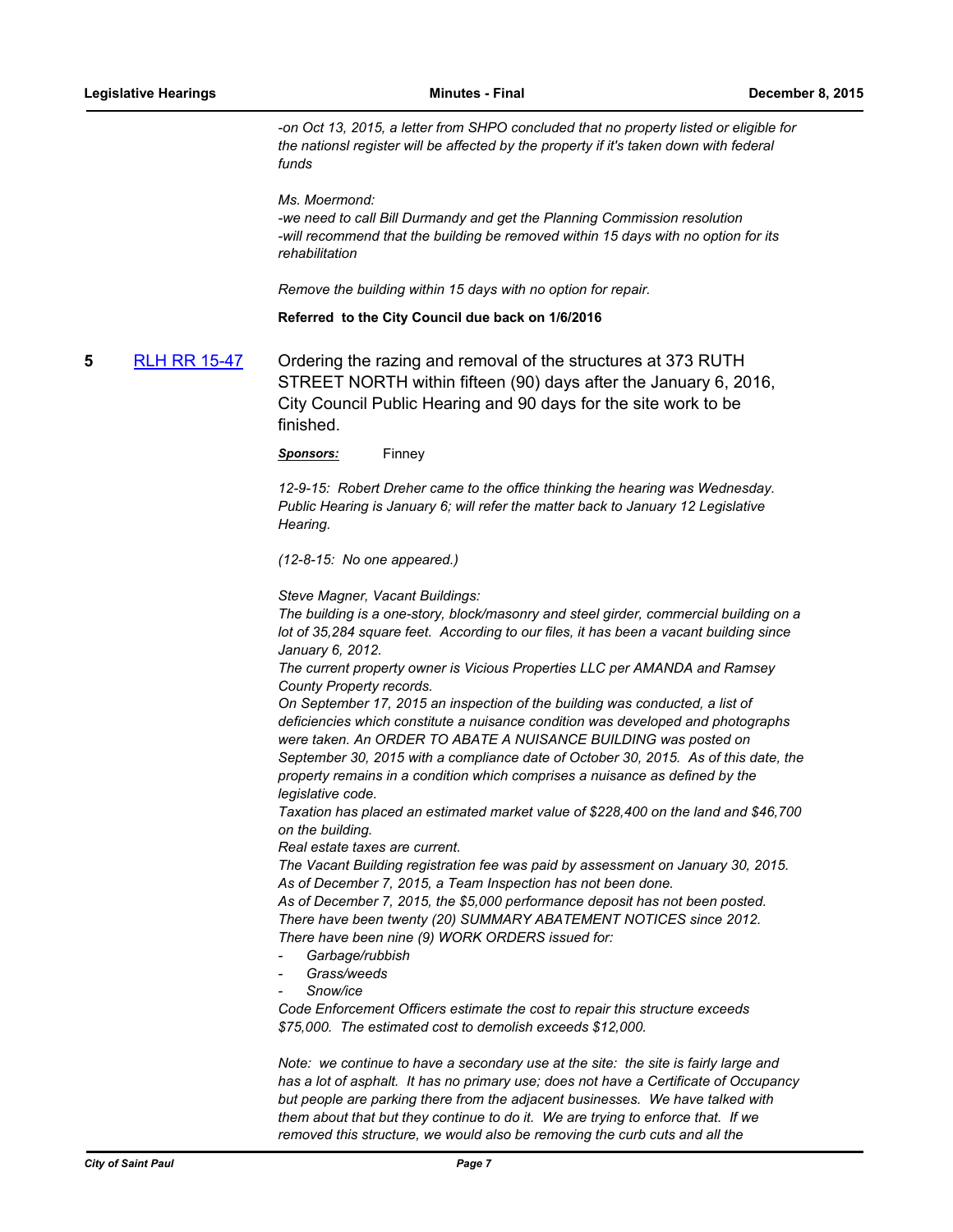*-on Oct 13, 2015, a letter from SHPO concluded that no property listed or eligible for the nationsl register will be affected by the property if it's taken down with federal funds*

*Ms. Moermond:*
*-we need to call Bill Durmandy and get the Planning Commission resolution*
*-will recommend that the building be removed within 15 days with no option for its rehabilitation*

*Remove the building within 15 days with no option for repair.*

**Referred to the City Council due back on 1/6/2016**

**5** [RLH RR 15-47](#)

Ordering the razing and removal of the structures at 373 RUTH STREET NORTH within fifteen (90) days after the January 6, 2016, City Council Public Hearing and 90 days for the site work to be finished.

***Sponsors:*** Finney

*12-9-15: Robert Dreher came to the office thinking the hearing was Wednesday. Public Hearing is January 6; will refer the matter back to January 12 Legislative Hearing.*

*(12-8-15: No one appeared.)*

*Steve Magner, Vacant Buildings:*
*The building is a one-story, block/masonry and steel girder, commercial building on a lot of 35,284 square feet. According to our files, it has been a vacant building since January 6, 2012.*
*The current property owner is Vicious Properties LLC per AMANDA and Ramsey County Property records.*
*On September 17, 2015 an inspection of the building was conducted, a list of deficiencies which constitute a nuisance condition was developed and photographs were taken. An ORDER TO ABATE A NUISANCE BUILDING was posted on September 30, 2015 with a compliance date of October 30, 2015. As of this date, the property remains in a condition which comprises a nuisance as defined by the legislative code.*
*Taxation has placed an estimated market value of $228,400 on the land and $46,700 on the building.*
*Real estate taxes are current.*
*The Vacant Building registration fee was paid by assessment on January 30, 2015.*
*As of December 7, 2015, a Team Inspection has not been done.*
*As of December 7, 2015, the $5,000 performance deposit has not been posted.*
*There have been twenty (20) SUMMARY ABATEMENT NOTICES since 2012.*
*There have been nine (9) WORK ORDERS issued for:*
- *Garbage/rubbish*
- *Grass/weeds*
- *Snow/ice*

*Code Enforcement Officers estimate the cost to repair this structure exceeds $75,000. The estimated cost to demolish exceeds $12,000.*

*Note: we continue to have a secondary use at the site: the site is fairly large and has a lot of asphalt. It has no primary use; does not have a Certificate of Occupancy but people are parking there from the adjacent businesses. We have talked with them about that but they continue to do it. We are trying to enforce that. If we removed this structure, we would also be removing the curb cuts and all the*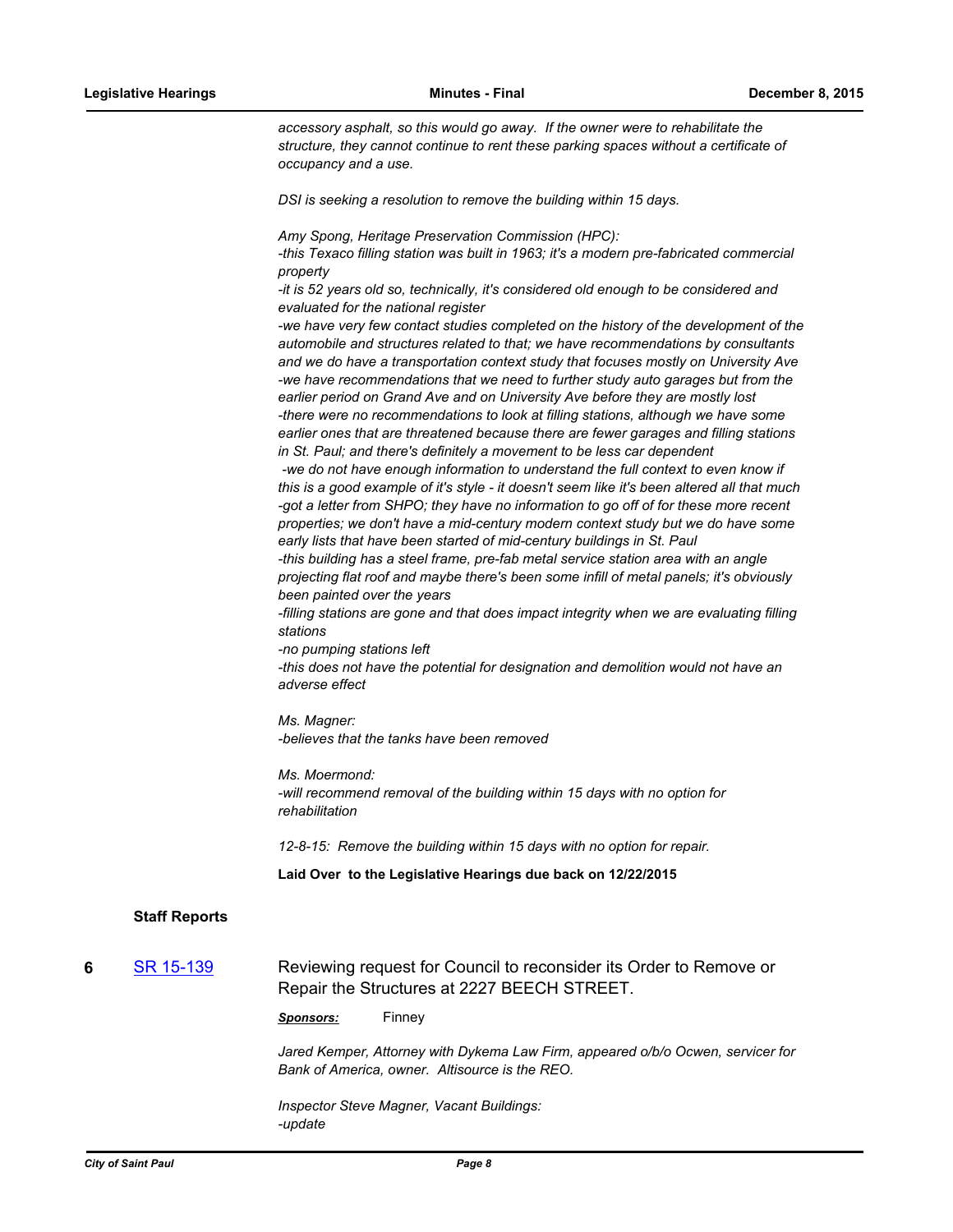*accessory asphalt, so this would go away. If the owner were to rehabilitate the structure, they cannot continue to rent these parking spaces without a certificate of occupancy and a use.*

*DSI is seeking a resolution to remove the building within 15 days.*

*Amy Spong, Heritage Preservation Commission (HPC):*
*-this Texaco filling station was built in 1963; it's a modern pre-fabricated commercial property*
*-it is 52 years old so, technically, it's considered old enough to be considered and evaluated for the national register*
*-we have very few contact studies completed on the history of the development of the automobile and structures related to that; we have recommendations by consultants and we do have a transportation context study that focuses mostly on University Ave*
*-we have recommendations that we need to further study auto garages but from the earlier period on Grand Ave and on University Ave before they are mostly lost*
*-there were no recommendations to look at filling stations, although we have some earlier ones that are threatened because there are fewer garages and filling stations in St. Paul; and there's definitely a movement to be less car dependent*
*-we do not have enough information to understand the full context to even know if this is a good example of it's style - it doesn't seem like it's been altered all that much*
*-got a letter from SHPO; they have no information to go off of for these more recent properties; we don't have a mid-century modern context study but we do have some early lists that have been started of mid-century buildings in St. Paul*
*-this building has a steel frame, pre-fab metal service station area with an angle projecting flat roof and maybe there's been some infill of metal panels; it's obviously been painted over the years*
*-filling stations are gone and that does impact integrity when we are evaluating filling stations*
*-no pumping stations left*
*-this does not have the potential for designation and demolition would not have an adverse effect*

*Ms. Magner:*
*-believes that the tanks have been removed*

*Ms. Moermond:*
*-will recommend removal of the building within 15 days with no option for rehabilitation*

*12-8-15: Remove the building within 15 days with no option for repair.*

**Laid Over to the Legislative Hearings due back on 12/22/2015**

### Staff Reports

**6** SR 15-139 Reviewing request for Council to reconsider its Order to Remove or Repair the Structures at 2227 BEECH STREET.

***Sponsors:*** Finney

*Jared Kemper, Attorney with Dykema Law Firm, appeared o/b/o Ocwen, servicer for Bank of America, owner. Altisource is the REO.*

*Inspector Steve Magner, Vacant Buildings:*
*-update*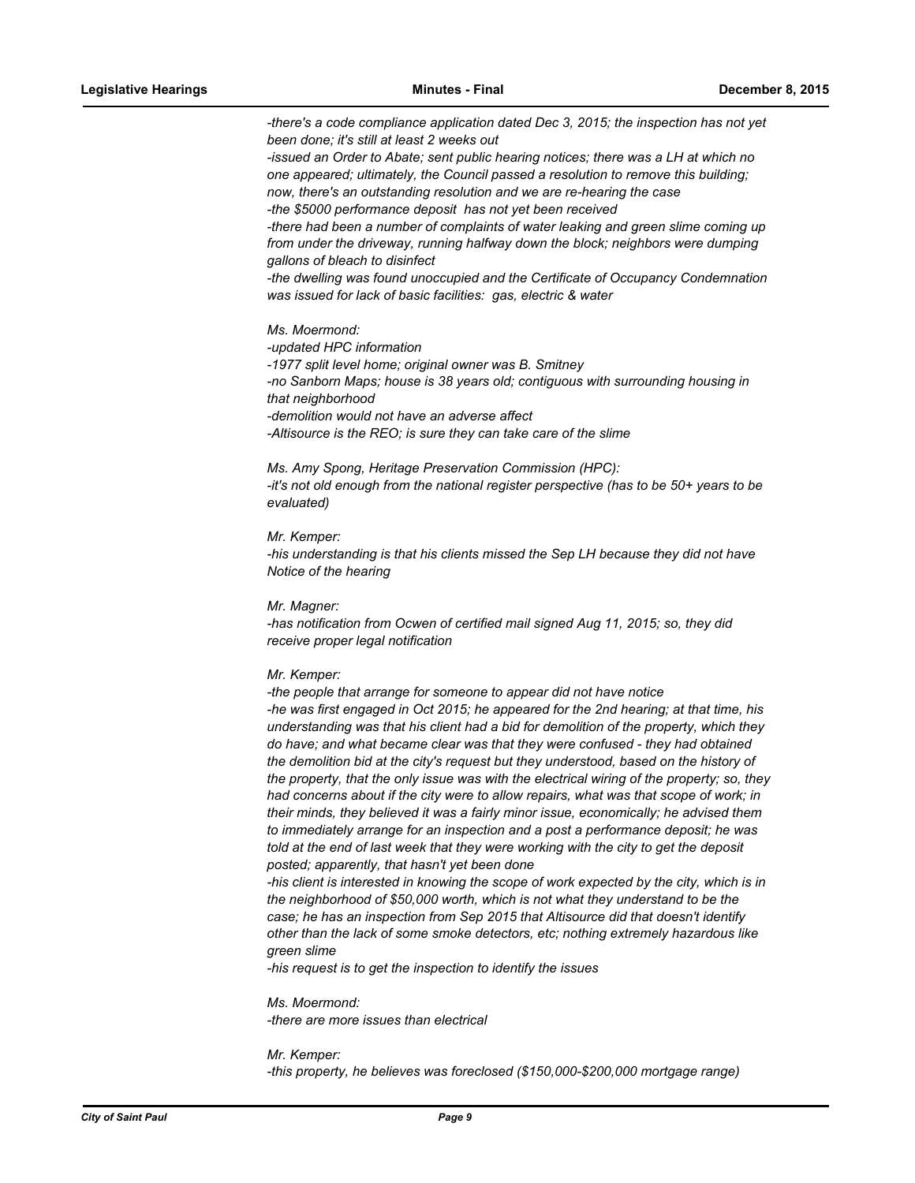*-there's a code compliance application dated Dec 3, 2015; the inspection has not yet been done; it's still at least 2 weeks out*
*-issued an Order to Abate; sent public hearing notices; there was a LH at which no one appeared; ultimately, the Council passed a resolution to remove this building; now, there's an outstanding resolution and we are re-hearing the case*
*-the $5000 performance deposit has not yet been received*
*-there had been a number of complaints of water leaking and green slime coming up from under the driveway, running halfway down the block; neighbors were dumping gallons of bleach to disinfect*
*-the dwelling was found unoccupied and the Certificate of Occupancy Condemnation was issued for lack of basic facilities: gas, electric & water*

*Ms. Moermond:*
*-updated HPC information*
*-1977 split level home; original owner was B. Smitney*
*-no Sanborn Maps; house is 38 years old; contiguous with surrounding housing in that neighborhood*
*-demolition would not have an adverse affect*
*-Altisource is the REO; is sure they can take care of the slime*

*Ms. Amy Spong, Heritage Preservation Commission (HPC):*
*-it's not old enough from the national register perspective (has to be 50+ years to be evaluated)*

*Mr. Kemper:*
*-his understanding is that his clients missed the Sep LH because they did not have Notice of the hearing*

*Mr. Magner:*
*-has notification from Ocwen of certified mail signed Aug 11, 2015; so, they did receive proper legal notification*

*Mr. Kemper:*
*-the people that arrange for someone to appear did not have notice*
*-he was first engaged in Oct 2015; he appeared for the 2nd hearing; at that time, his understanding was that his client had a bid for demolition of the property, which they do have; and what became clear was that they were confused - they had obtained the demolition bid at the city's request but they understood, based on the history of the property, that the only issue was with the electrical wiring of the property; so, they had concerns about if the city were to allow repairs, what was that scope of work; in their minds, they believed it was a fairly minor issue, economically; he advised them to immediately arrange for an inspection and a post a performance deposit; he was told at the end of last week that they were working with the city to get the deposit posted; apparently, that hasn't yet been done*
*-his client is interested in knowing the scope of work expected by the city, which is in the neighborhood of $50,000 worth, which is not what they understand to be the case; he has an inspection from Sep 2015 that Altisource did that doesn't identify other than the lack of some smoke detectors, etc; nothing extremely hazardous like green slime*
*-his request is to get the inspection to identify the issues*

*Ms. Moermond:*
*-there are more issues than electrical*

*Mr. Kemper:*
*-this property, he believes was foreclosed ($150,000-$200,000 mortgage range)*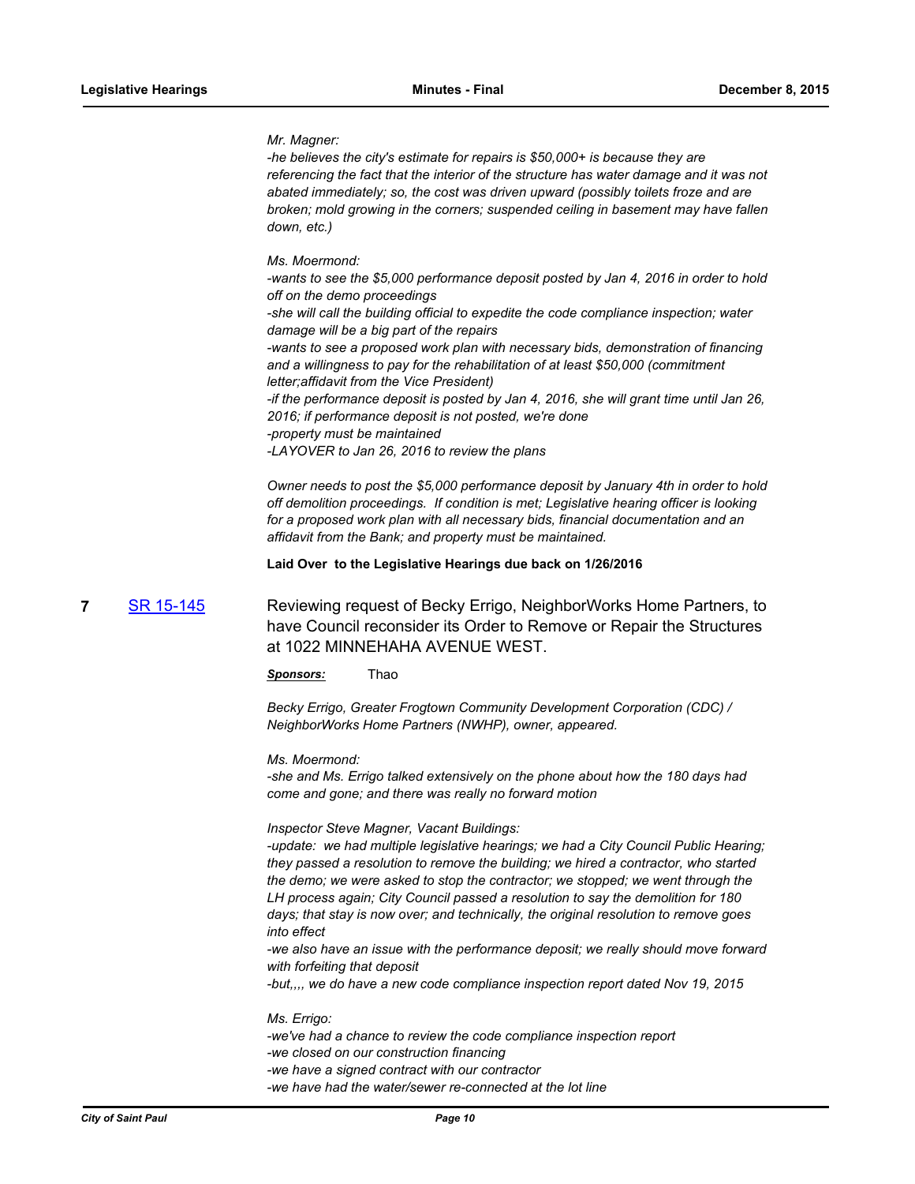*Mr. Magner:*
*-he believes the city's estimate for repairs is $50,000+ is because they are referencing the fact that the interior of the structure has water damage and it was not abated immediately; so, the cost was driven upward (possibly toilets froze and are broken; mold growing in the corners; suspended ceiling in basement may have fallen down, etc.)*

*Ms. Moermond:*
*-wants to see the $5,000 performance deposit posted by Jan 4, 2016 in order to hold off on the demo proceedings*
*-she will call the building official to expedite the code compliance inspection; water damage will be a big part of the repairs*
*-wants to see a proposed work plan with necessary bids, demonstration of financing and a willingness to pay for the rehabilitation of at least $50,000 (commitment letter;affidavit from the Vice President)*
*-if the performance deposit is posted by Jan 4, 2016, she will grant time until Jan 26, 2016; if performance deposit is not posted, we're done*
*-property must be maintained*
*-LAYOVER to Jan 26, 2016 to review the plans*

*Owner needs to post the $5,000 performance deposit by January 4th in order to hold off demolition proceedings. If condition is met; Legislative hearing officer is looking for a proposed work plan with all necessary bids, financial documentation and an affidavit from the Bank; and property must be maintained.*

**Laid Over to the Legislative Hearings due back on 1/26/2016**

**7** SR 15-145 Reviewing request of Becky Errigo, NeighborWorks Home Partners, to have Council reconsider its Order to Remove or Repair the Structures at 1022 MINNEHAHA AVENUE WEST.

***Sponsors:*** Thao

*Becky Errigo, Greater Frogtown Community Development Corporation (CDC) / NeighborWorks Home Partners (NWHP), owner, appeared.*

*Ms. Moermond:*
*-she and Ms. Errigo talked extensively on the phone about how the 180 days had come and gone; and there was really no forward motion*

*Inspector Steve Magner, Vacant Buildings:*
*-update: we had multiple legislative hearings; we had a City Council Public Hearing; they passed a resolution to remove the building; we hired a contractor, who started the demo; we were asked to stop the contractor; we stopped; we went through the LH process again; City Council passed a resolution to say the demolition for 180 days; that stay is now over; and technically, the original resolution to remove goes into effect*
*-we also have an issue with the performance deposit; we really should move forward with forfeiting that deposit*
*-but,,,, we do have a new code compliance inspection report dated Nov 19, 2015*

*Ms. Errigo:*
*-we've had a chance to review the code compliance inspection report*
*-we closed on our construction financing*
*-we have a signed contract with our contractor*
*-we have had the water/sewer re-connected at the lot line*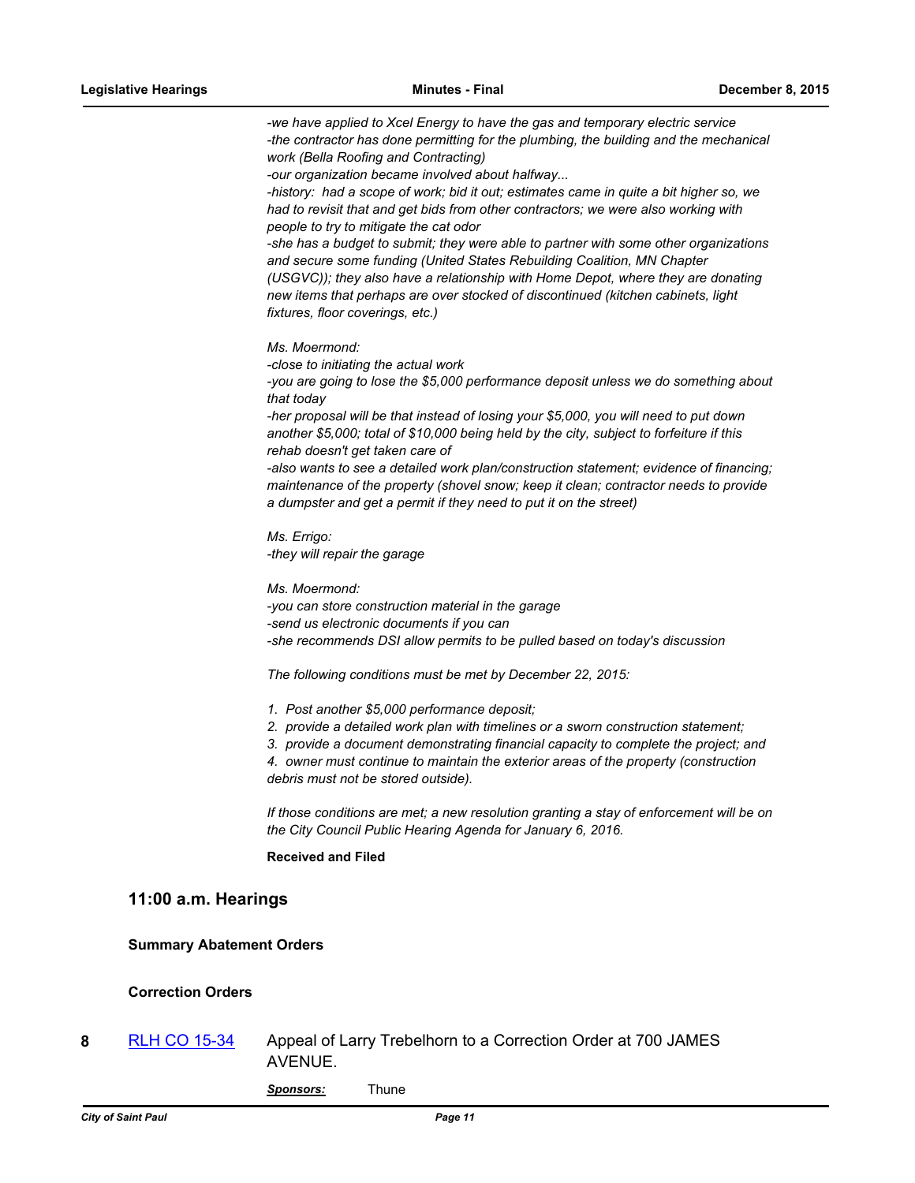*-we have applied to Xcel Energy to have the gas and temporary electric service*
*-the contractor has done permitting for the plumbing, the building and the mechanical work (Bella Roofing and Contracting)*
*-our organization became involved about halfway...*
*-history: had a scope of work; bid it out; estimates came in quite a bit higher so, we had to revisit that and get bids from other contractors; we were also working with people to try to mitigate the cat odor*
*-she has a budget to submit; they were able to partner with some other organizations and secure some funding (United States Rebuilding Coalition, MN Chapter (USGVC)); they also have a relationship with Home Depot, where they are donating new items that perhaps are over stocked of discontinued (kitchen cabinets, light fixtures, floor coverings, etc.)*

*Ms. Moermond:*
*-close to initiating the actual work*
*-you are going to lose the $5,000 performance deposit unless we do something about that today*
*-her proposal will be that instead of losing your $5,000, you will need to put down another $5,000; total of $10,000 being held by the city, subject to forfeiture if this rehab doesn't get taken care of*
*-also wants to see a detailed work plan/construction statement; evidence of financing; maintenance of the property (shovel snow; keep it clean; contractor needs to provide a dumpster and get a permit if they need to put it on the street)*

*Ms. Errigo:*
*-they will repair the garage*

*Ms. Moermond:*
*-you can store construction material in the garage*
*-send us electronic documents if you can*
*-she recommends DSI allow permits to be pulled based on today's discussion*

*The following conditions must be met by December 22, 2015:*

*1. Post another $5,000 performance deposit;*
*2. provide a detailed work plan with timelines or a sworn construction statement;*
*3. provide a document demonstrating financial capacity to complete the project; and*
*4. owner must continue to maintain the exterior areas of the property (construction debris must not be stored outside).*

*If those conditions are met; a new resolution granting a stay of enforcement will be on the City Council Public Hearing Agenda for January 6, 2016.*

**Received and Filed**

## 11:00 a.m. Hearings

### Summary Abatement Orders

### Correction Orders

**8** RLH CO 15-34 Appeal of Larry Trebelhorn to a Correction Order at 700 JAMES AVENUE.

***Sponsors:*** Thune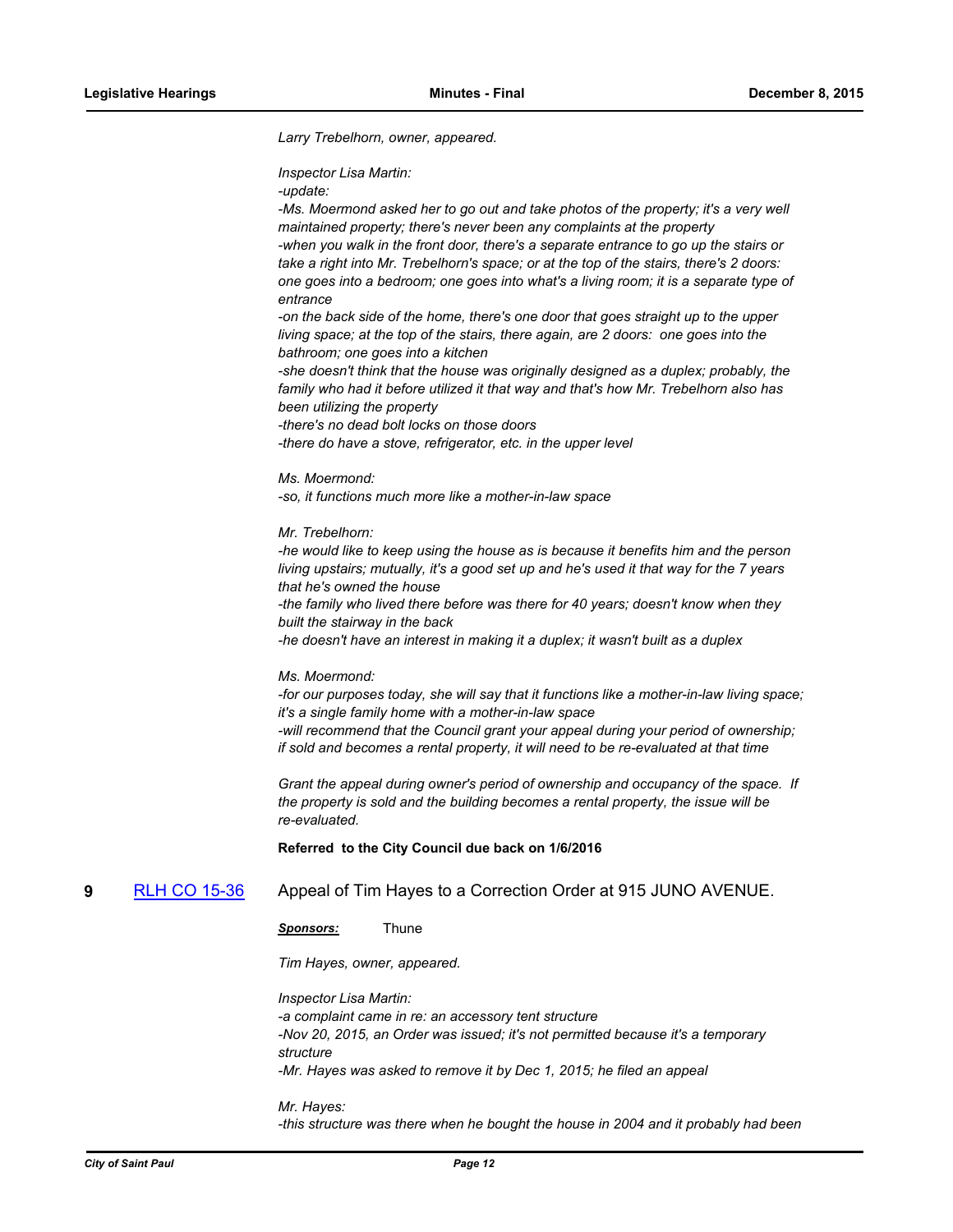*Larry Trebelhorn, owner, appeared.*

*Inspector Lisa Martin:*
*-update:*
*-Ms. Moermond asked her to go out and take photos of the property; it's a very well maintained property; there's never been any complaints at the property*
*-when you walk in the front door, there's a separate entrance to go up the stairs or take a right into Mr. Trebelhorn's space; or at the top of the stairs, there's 2 doors: one goes into a bedroom; one goes into what's a living room; it is a separate type of entrance*
*-on the back side of the home, there's one door that goes straight up to the upper living space; at the top of the stairs, there again, are 2 doors: one goes into the bathroom; one goes into a kitchen*
*-she doesn't think that the house was originally designed as a duplex; probably, the family who had it before utilized it that way and that's how Mr. Trebelhorn also has been utilizing the property*
*-there's no dead bolt locks on those doors*
*-there do have a stove, refrigerator, etc. in the upper level*

*Ms. Moermond:*
*-so, it functions much more like a mother-in-law space*

*Mr. Trebelhorn:*
*-he would like to keep using the house as is because it benefits him and the person living upstairs; mutually, it's a good set up and he's used it that way for the 7 years that he's owned the house*
*-the family who lived there before was there for 40 years; doesn't know when they built the stairway in the back*
*-he doesn't have an interest in making it a duplex; it wasn't built as a duplex*

*Ms. Moermond:*
*-for our purposes today, she will say that it functions like a mother-in-law living space; it's a single family home with a mother-in-law space*
*-will recommend that the Council grant your appeal during your period of ownership; if sold and becomes a rental property, it will need to be re-evaluated at that time*

*Grant the appeal during owner's period of ownership and occupancy of the space. If the property is sold and the building becomes a rental property, the issue will be re-evaluated.*

**Referred to the City Council due back on 1/6/2016**

**9** RLH CO 15-36 Appeal of Tim Hayes to a Correction Order at 915 JUNO AVENUE.

***Sponsors:*** Thune

*Tim Hayes, owner, appeared.*

*Inspector Lisa Martin:*
*-a complaint came in re: an accessory tent structure*
*-Nov 20, 2015, an Order was issued; it's not permitted because it's a temporary structure*
*-Mr. Hayes was asked to remove it by Dec 1, 2015; he filed an appeal*

*Mr. Hayes:*
*-this structure was there when he bought the house in 2004 and it probably had been*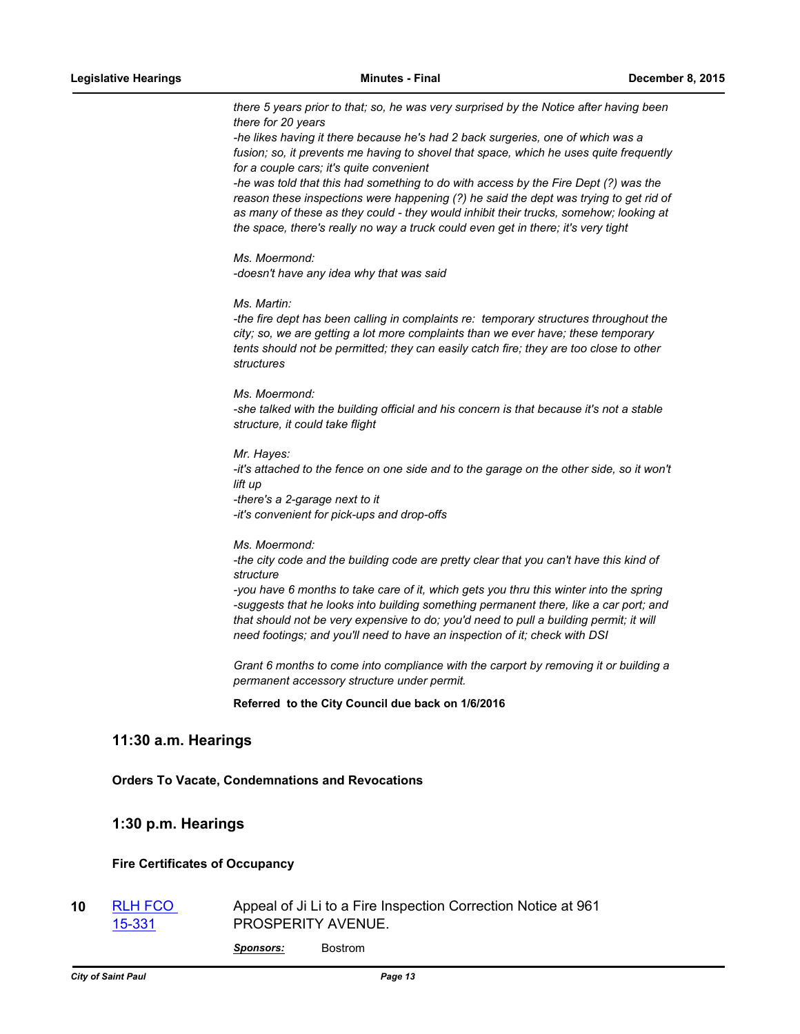*there 5 years prior to that; so, he was very surprised by the Notice after having been there for 20 years*
*-he likes having it there because he's had 2 back surgeries, one of which was a fusion; so, it prevents me having to shovel that space, which he uses quite frequently for a couple cars; it's quite convenient*
*-he was told that this had something to do with access by the Fire Dept (?) was the reason these inspections were happening (?) he said the dept was trying to get rid of as many of these as they could - they would inhibit their trucks, somehow; looking at the space, there's really no way a truck could even get in there; it's very tight*

*Ms. Moermond:*
*-doesn't have any idea why that was said*

*Ms. Martin:*
*-the fire dept has been calling in complaints re: temporary structures throughout the city; so, we are getting a lot more complaints than we ever have; these temporary tents should not be permitted; they can easily catch fire; they are too close to other structures*

*Ms. Moermond:*
*-she talked with the building official and his concern is that because it's not a stable structure, it could take flight*

*Mr. Hayes:*
*-it's attached to the fence on one side and to the garage on the other side, so it won't lift up*
*-there's a 2-garage next to it*
*-it's convenient for pick-ups and drop-offs*

*Ms. Moermond:*
*-the city code and the building code are pretty clear that you can't have this kind of structure*
*-you have 6 months to take care of it, which gets you thru this winter into the spring*
*-suggests that he looks into building something permanent there, like a car port; and that should not be very expensive to do; you'd need to pull a building permit; it will need footings; and you'll need to have an inspection of it; check with DSI*

*Grant 6 months to come into compliance with the carport by removing it or building a permanent accessory structure under permit.*

**Referred to the City Council due back on 1/6/2016**

## 11:30 a.m. Hearings

### Orders To Vacate, Condemnations and Revocations

## 1:30 p.m. Hearings

### Fire Certificates of Occupancy

**10** RLH FCO 15-331 — Appeal of Ji Li to a Fire Inspection Correction Notice at 961 PROSPERITY AVENUE.

***Sponsors:*** Bostrom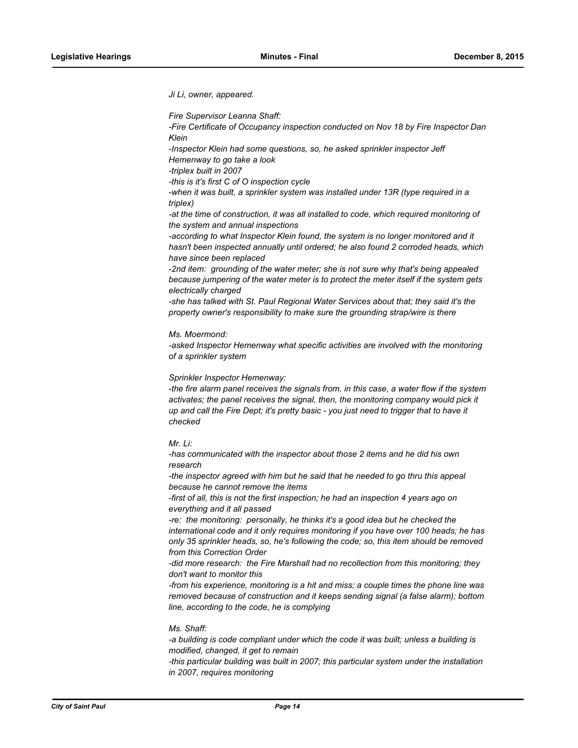*Ji Li, owner, appeared.*

*Fire Supervisor Leanna Shaff:*
*-Fire Certificate of Occupancy inspection conducted on Nov 18 by Fire Inspector Dan Klein*
*-Inspector Klein had some questions, so, he asked sprinkler inspector Jeff Hemenway to go take a look*
*-triplex built in 2007*
*-this is it's first C of O inspection cycle*
*-when it was built, a sprinkler system was installed under 13R (type required in a triplex)*
*-at the time of construction, it was all installed to code, which required monitoring of the system and annual inspections*
*-according to what Inspector Klein found, the system is no longer monitored and it hasn't been inspected annually until ordered; he also found 2 corroded heads, which have since been replaced*
*-2nd item: grounding of the water meter; she is not sure why that's being appealed because jumpering of the water meter is to protect the meter itself if the system gets electrically charged*
*-she has talked with St. Paul Regional Water Services about that; they said it's the property owner's responsibility to make sure the grounding strap/wire is there*

*Ms. Moermond:*
*-asked Inspector Hemenway what specific activities are involved with the monitoring of a sprinkler system*

*Sprinkler Inspector Hemenway:*
*-the fire alarm panel receives the signals from, in this case, a water flow if the system activates; the panel receives the signal, then, the monitoring company would pick it up and call the Fire Dept; it's pretty basic - you just need to trigger that to have it checked*

*Mr. Li:*
*-has communicated with the inspector about those 2 items and he did his own research*
*-the inspector agreed with him but he said that he needed to go thru this appeal because he cannot remove the items*
*-first of all, this is not the first inspection; he had an inspection 4 years ago on everything and it all passed*
*-re: the monitoring: personally, he thinks it's a good idea but he checked the international code and it only requires monitoring if you have over 100 heads; he has only 35 sprinkler heads, so, he's following the code; so, this item should be removed from this Correction Order*
*-did more research: the Fire Marshall had no recollection from this monitoring; they don't want to monitor this*
*-from his experience, monitoring is a hit and miss; a couple times the phone line was removed because of construction and it keeps sending signal (a false alarm); bottom line, according to the code, he is complying*

*Ms. Shaff:*
*-a building is code compliant under which the code it was built; unless a building is modified, changed, it get to remain*
*-this particular building was built in 2007; this particular system under the installation in 2007, requires monitoring*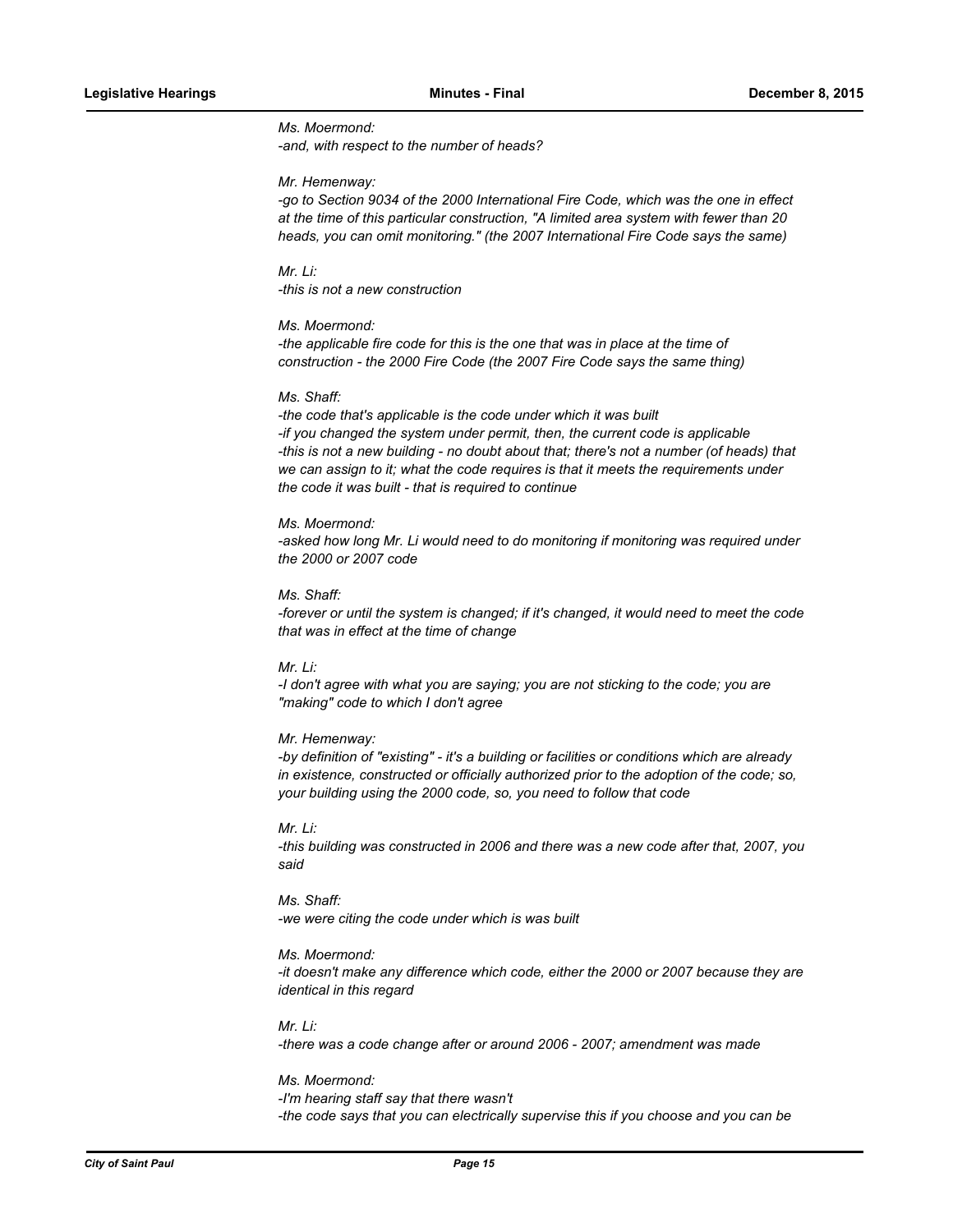*Ms. Moermond:*
*-and, with respect to the number of heads?*

*Mr. Hemenway:*
*-go to Section 9034 of the 2000 International Fire Code, which was the one in effect at the time of this particular construction, "A limited area system with fewer than 20 heads, you can omit monitoring." (the 2007 International Fire Code says the same)*

*Mr. Li:*
*-this is not a new construction*

*Ms. Moermond:*
*-the applicable fire code for this is the one that was in place at the time of construction - the 2000 Fire Code (the 2007 Fire Code says the same thing)*

*Ms. Shaff:*
*-the code that's applicable is the code under which it was built*
*-if you changed the system under permit, then, the current code is applicable*
*-this is not a new building - no doubt about that; there's not a number (of heads) that we can assign to it; what the code requires is that it meets the requirements under the code it was built - that is required to continue*

*Ms. Moermond:*
*-asked how long Mr. Li would need to do monitoring if monitoring was required under the 2000 or 2007 code*

*Ms. Shaff:*
*-forever or until the system is changed; if it's changed, it would need to meet the code that was in effect at the time of change*

*Mr. Li:*
*-I don't agree with what you are saying; you are not sticking to the code; you are "making" code to which I don't agree*

*Mr. Hemenway:*
*-by definition of "existing" - it's a building or facilities or conditions which are already in existence, constructed or officially authorized prior to the adoption of the code; so, your building using the 2000 code, so, you need to follow that code*

*Mr. Li:*
*-this building was constructed in 2006 and there was a new code after that, 2007, you said*

*Ms. Shaff:*
*-we were citing the code under which is was built*

*Ms. Moermond:*
*-it doesn't make any difference which code, either the 2000 or 2007 because they are identical in this regard*

*Mr. Li:*
*-there was a code change after or around 2006 - 2007; amendment was made*

*Ms. Moermond:*
*-I'm hearing staff say that there wasn't*
*-the code says that you can electrically supervise this if you choose and you can be*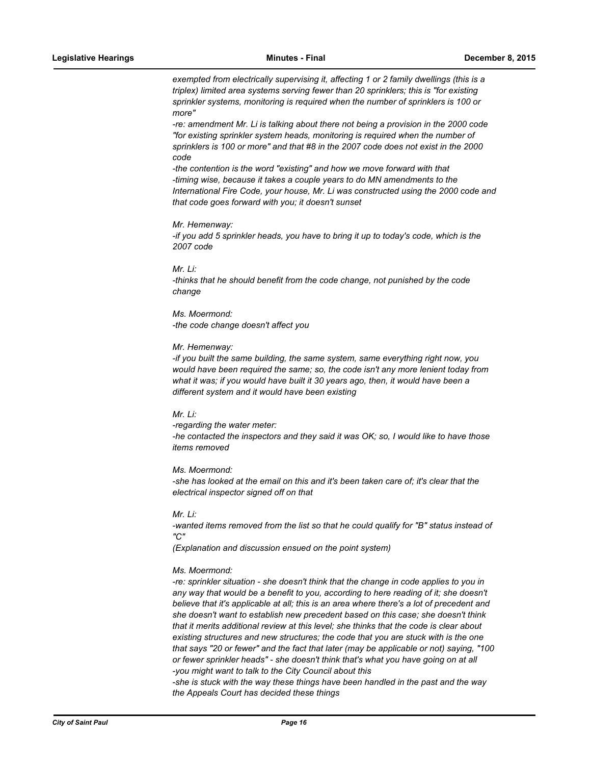*exempted from electrically supervising it, affecting 1 or 2 family dwellings (this is a triplex) limited area systems serving fewer than 20 sprinklers; this is "for existing sprinkler systems, monitoring is required when the number of sprinklers is 100 or more"*
*-re: amendment Mr. Li is talking about there not being a provision in the 2000 code "for existing sprinkler system heads, monitoring is required when the number of sprinklers is 100 or more" and that #8 in the 2007 code does not exist in the 2000 code*
*-the contention is the word "existing" and how we move forward with that*
*-timing wise, because it takes a couple years to do MN amendments to the International Fire Code, your house, Mr. Li was constructed using the 2000 code and that code goes forward with you; it doesn't sunset*

*Mr. Hemenway:*
*-if you add 5 sprinkler heads, you have to bring it up to today's code, which is the 2007 code*

*Mr. Li:*
*-thinks that he should benefit from the code change, not punished by the code change*

*Ms. Moermond:*
*-the code change doesn't affect you*

*Mr. Hemenway:*
*-if you built the same building, the same system, same everything right now, you would have been required the same; so, the code isn't any more lenient today from what it was; if you would have built it 30 years ago, then, it would have been a different system and it would have been existing*

*Mr. Li:*
*-regarding the water meter:*
*-he contacted the inspectors and they said it was OK; so, I would like to have those items removed*

*Ms. Moermond:*
*-she has looked at the email on this and it's been taken care of; it's clear that the electrical inspector signed off on that*

*Mr. Li:*
*-wanted items removed from the list so that he could qualify for "B" status instead of "C"*
*(Explanation and discussion ensued on the point system)*

*Ms. Moermond:*
*-re: sprinkler situation - she doesn't think that the change in code applies to you in any way that would be a benefit to you, according to here reading of it; she doesn't believe that it's applicable at all; this is an area where there's a lot of precedent and she doesn't want to establish new precedent based on this case; she doesn't think that it merits additional review at this level; she thinks that the code is clear about existing structures and new structures; the code that you are stuck with is the one that says "20 or fewer" and the fact that later (may be applicable or not) saying, "100 or fewer sprinkler heads" - she doesn't think that's what you have going on at all*
*-you might want to talk to the City Council about this*
*-she is stuck with the way these things have been handled in the past and the way the Appeals Court has decided these things*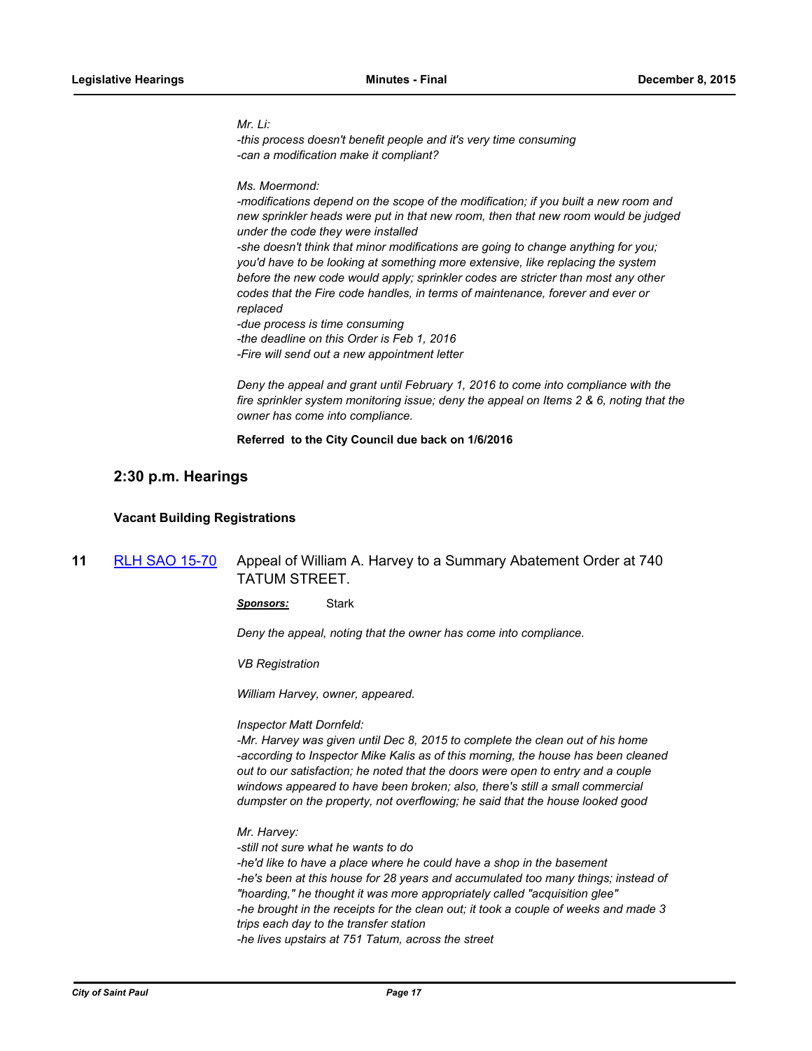*Mr. Li:*
*-this process doesn't benefit people and it's very time consuming*
*-can a modification make it compliant?*

*Ms. Moermond:*
*-modifications depend on the scope of the modification; if you built a new room and new sprinkler heads were put in that new room, then that new room would be judged under the code they were installed*
*-she doesn't think that minor modifications are going to change anything for you; you'd have to be looking at something more extensive, like replacing the system before the new code would apply; sprinkler codes are stricter than most any other codes that the Fire code handles, in terms of maintenance, forever and ever or replaced*
*-due process is time consuming*
*-the deadline on this Order is Feb 1, 2016*
*-Fire will send out a new appointment letter*

*Deny the appeal and grant until February 1, 2016 to come into compliance with the fire sprinkler system monitoring issue; deny the appeal on Items 2 & 6, noting that the owner has come into compliance.*

**Referred to the City Council due back on 1/6/2016**

## 2:30 p.m. Hearings

### Vacant Building Registrations

**11** [RLH SAO 15-70](RLH SAO 15-70) Appeal of William A. Harvey to a Summary Abatement Order at 740 TATUM STREET.

***Sponsors:*** Stark

*Deny the appeal, noting that the owner has come into compliance.*

*VB Registration*

*William Harvey, owner, appeared.*

*Inspector Matt Dornfeld:*
*-Mr. Harvey was given until Dec 8, 2015 to complete the clean out of his home*
*-according to Inspector Mike Kalis as of this morning, the house has been cleaned out to our satisfaction; he noted that the doors were open to entry and a couple windows appeared to have been broken; also, there's still a small commercial dumpster on the property, not overflowing; he said that the house looked good*

*Mr. Harvey:*
*-still not sure what he wants to do*
*-he'd like to have a place where he could have a shop in the basement*
*-he's been at this house for 28 years and accumulated too many things; instead of "hoarding," he thought it was more appropriately called "acquisition glee"*
*-he brought in the receipts for the clean out; it took a couple of weeks and made 3 trips each day to the transfer station*
*-he lives upstairs at 751 Tatum, across the street*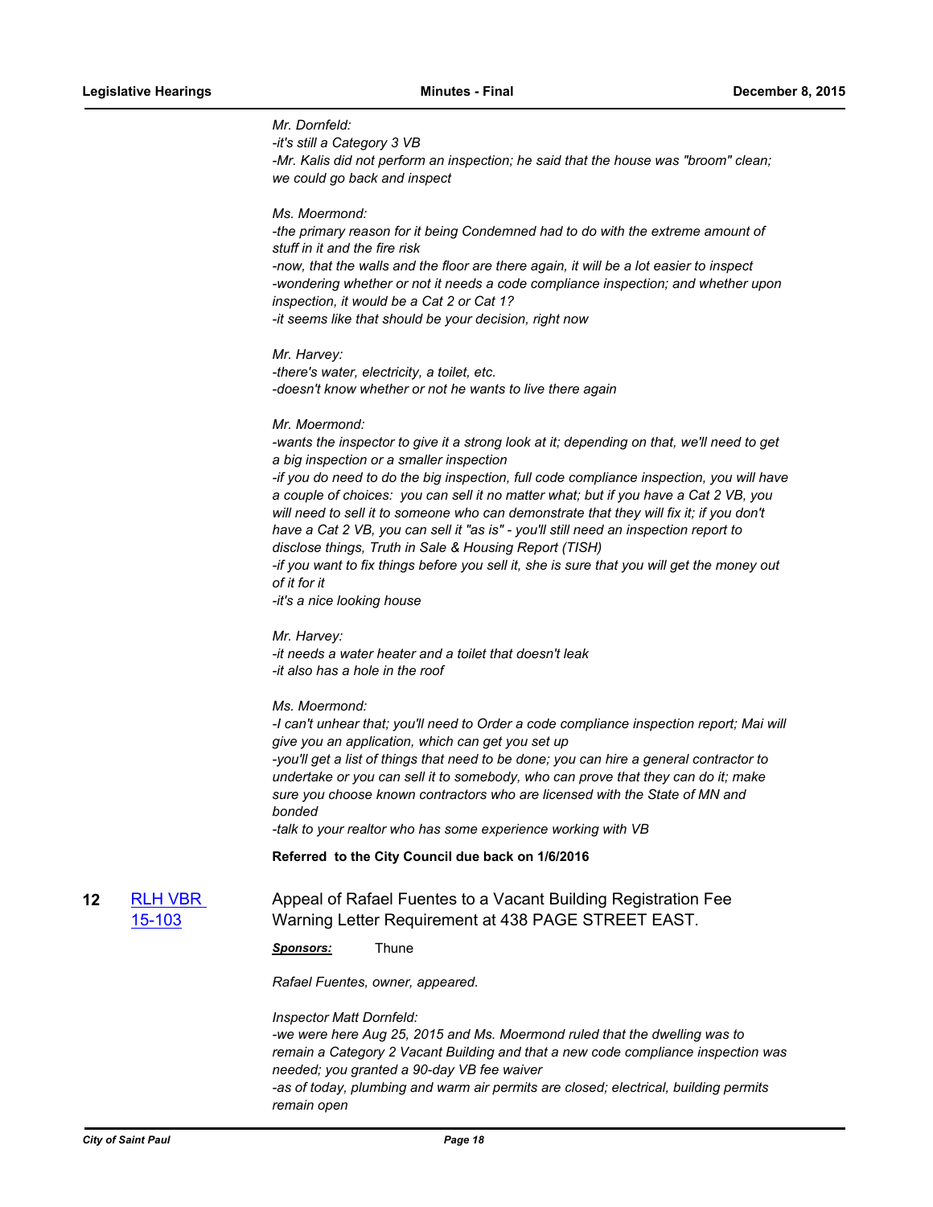*Mr. Dornfeld:*
*-it's still a Category 3 VB*
*-Mr. Kalis did not perform an inspection; he said that the house was "broom" clean; we could go back and inspect*

*Ms. Moermond:*
*-the primary reason for it being Condemned had to do with the extreme amount of stuff in it and the fire risk*
*-now, that the walls and the floor are there again, it will be a lot easier to inspect*
*-wondering whether or not it needs a code compliance inspection; and whether upon inspection, it would be a Cat 2 or Cat 1?*
*-it seems like that should be your decision, right now*

*Mr. Harvey:*
*-there's water, electricity, a toilet, etc.*
*-doesn't know whether or not he wants to live there again*

*Mr. Moermond:*
*-wants the inspector to give it a strong look at it; depending on that, we'll need to get a big inspection or a smaller inspection*
*-if you do need to do the big inspection, full code compliance inspection, you will have a couple of choices: you can sell it no matter what; but if you have a Cat 2 VB, you will need to sell it to someone who can demonstrate that they will fix it; if you don't have a Cat 2 VB, you can sell it "as is" - you'll still need an inspection report to disclose things, Truth in Sale & Housing Report (TISH)*
*-if you want to fix things before you sell it, she is sure that you will get the money out of it for it*
*-it's a nice looking house*

*Mr. Harvey:*
*-it needs a water heater and a toilet that doesn't leak*
*-it also has a hole in the roof*

*Ms. Moermond:*
*-I can't unhear that; you'll need to Order a code compliance inspection report; Mai will give you an application, which can get you set up*
*-you'll get a list of things that need to be done; you can hire a general contractor to undertake or you can sell it to somebody, who can prove that they can do it; make sure you choose known contractors who are licensed with the State of MN and bonded*
*-talk to your realtor who has some experience working with VB*

**Referred to the City Council due back on 1/6/2016**

**12** RLH VBR 15-103 — Appeal of Rafael Fuentes to a Vacant Building Registration Fee Warning Letter Requirement at 438 PAGE STREET EAST.

***Sponsors:*** Thune

*Rafael Fuentes, owner, appeared.*

*Inspector Matt Dornfeld:*
*-we were here Aug 25, 2015 and Ms. Moermond ruled that the dwelling was to remain a Category 2 Vacant Building and that a new code compliance inspection was needed; you granted a 90-day VB fee waiver*
*-as of today, plumbing and warm air permits are closed; electrical, building permits remain open*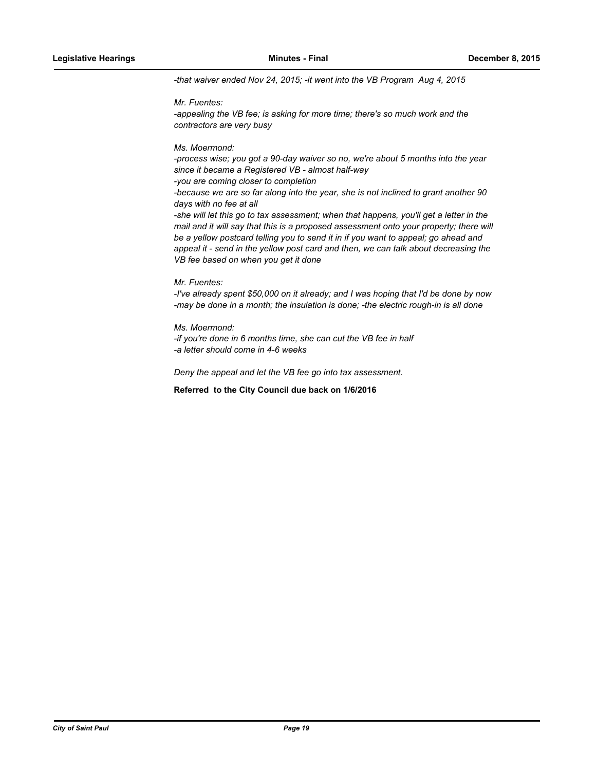*-that waiver ended Nov 24, 2015; -it went into the VB Program Aug 4, 2015*

*Mr. Fuentes:*
*-appealing the VB fee; is asking for more time; there's so much work and the contractors are very busy*

*Ms. Moermond:*
*-process wise; you got a 90-day waiver so no, we're about 5 months into the year since it became a Registered VB - almost half-way*
*-you are coming closer to completion*
*-because we are so far along into the year, she is not inclined to grant another 90 days with no fee at all*
*-she will let this go to tax assessment; when that happens, you'll get a letter in the mail and it will say that this is a proposed assessment onto your property; there will be a yellow postcard telling you to send it in if you want to appeal; go ahead and appeal it - send in the yellow post card and then, we can talk about decreasing the VB fee based on when you get it done*

*Mr. Fuentes:*
*-I've already spent $50,000 on it already; and I was hoping that I'd be done by now*
*-may be done in a month; the insulation is done; -the electric rough-in is all done*

*Ms. Moermond:*
*-if you're done in 6 months time, she can cut the VB fee in half*
*-a letter should come in 4-6 weeks*

*Deny the appeal and let the VB fee go into tax assessment.*

**Referred to the City Council due back on 1/6/2016**